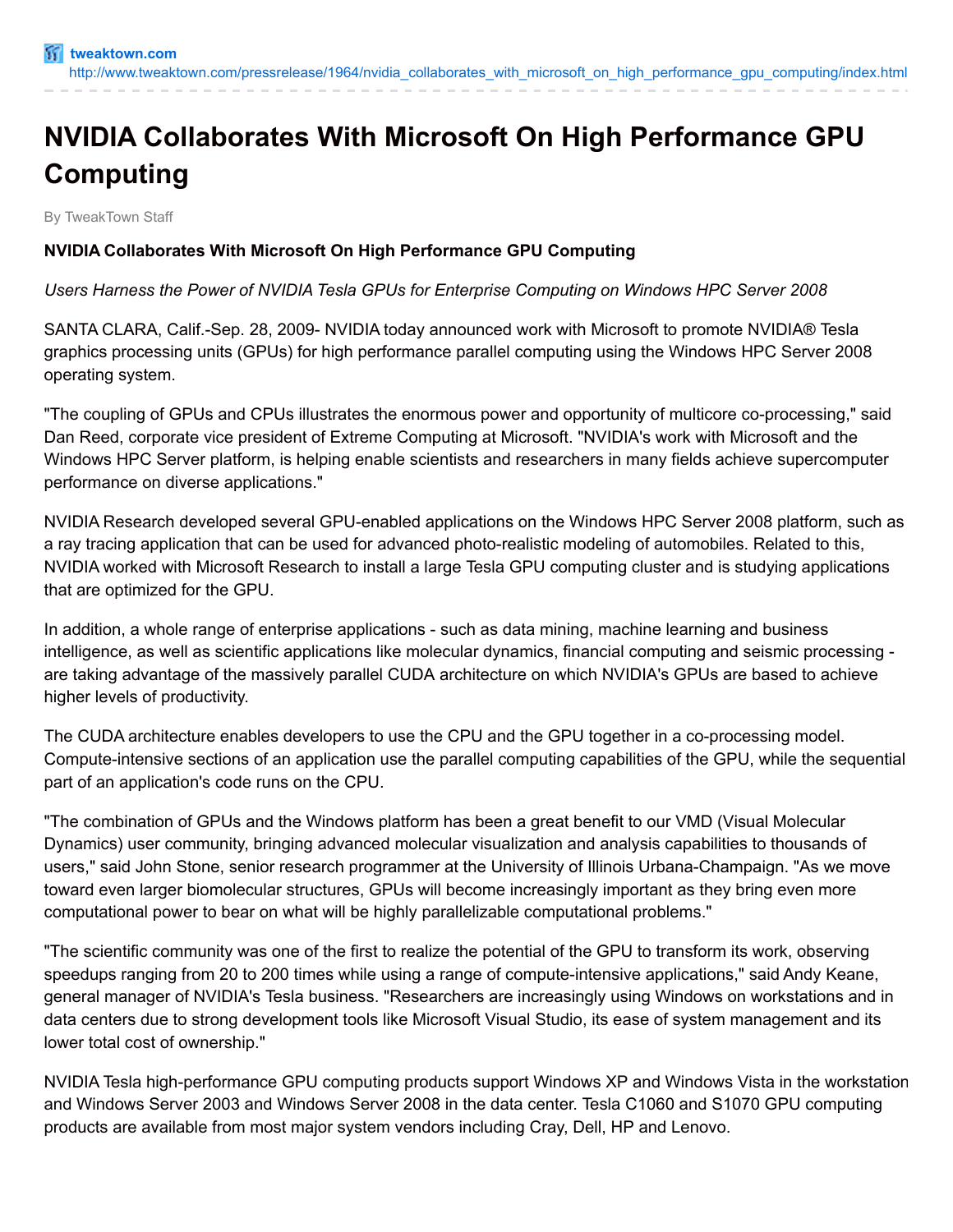tweaktown.com
http://www.tweaktown.com/pressrelease/1964/nvidia_collaborates_with_microsoft_on_high_performance_gpu_computing/index.html

# NVIDIA Collaborates With Microsoft On High Performance GPU Computing

By TweakTown Staff

**NVIDIA Collaborates With Microsoft On High Performance GPU Computing**

*Users Harness the Power of NVIDIA Tesla GPUs for Enterprise Computing on Windows HPC Server 2008*

SANTA CLARA, Calif.-Sep. 28, 2009- NVIDIA today announced work with Microsoft to promote NVIDIA® Tesla graphics processing units (GPUs) for high performance parallel computing using the Windows HPC Server 2008 operating system.

"The coupling of GPUs and CPUs illustrates the enormous power and opportunity of multicore co-processing," said Dan Reed, corporate vice president of Extreme Computing at Microsoft. "NVIDIA's work with Microsoft and the Windows HPC Server platform, is helping enable scientists and researchers in many fields achieve supercomputer performance on diverse applications."

NVIDIA Research developed several GPU-enabled applications on the Windows HPC Server 2008 platform, such as a ray tracing application that can be used for advanced photo-realistic modeling of automobiles. Related to this, NVIDIA worked with Microsoft Research to install a large Tesla GPU computing cluster and is studying applications that are optimized for the GPU.

In addition, a whole range of enterprise applications - such as data mining, machine learning and business intelligence, as well as scientific applications like molecular dynamics, financial computing and seismic processing - are taking advantage of the massively parallel CUDA architecture on which NVIDIA's GPUs are based to achieve higher levels of productivity.

The CUDA architecture enables developers to use the CPU and the GPU together in a co-processing model. Compute-intensive sections of an application use the parallel computing capabilities of the GPU, while the sequential part of an application's code runs on the CPU.

"The combination of GPUs and the Windows platform has been a great benefit to our VMD (Visual Molecular Dynamics) user community, bringing advanced molecular visualization and analysis capabilities to thousands of users," said John Stone, senior research programmer at the University of Illinois Urbana-Champaign. "As we move toward even larger biomolecular structures, GPUs will become increasingly important as they bring even more computational power to bear on what will be highly parallelizable computational problems."

"The scientific community was one of the first to realize the potential of the GPU to transform its work, observing speedups ranging from 20 to 200 times while using a range of compute-intensive applications," said Andy Keane, general manager of NVIDIA's Tesla business. "Researchers are increasingly using Windows on workstations and in data centers due to strong development tools like Microsoft Visual Studio, its ease of system management and its lower total cost of ownership."

NVIDIA Tesla high-performance GPU computing products support Windows XP and Windows Vista in the workstation and Windows Server 2003 and Windows Server 2008 in the data center. Tesla C1060 and S1070 GPU computing products are available from most major system vendors including Cray, Dell, HP and Lenovo.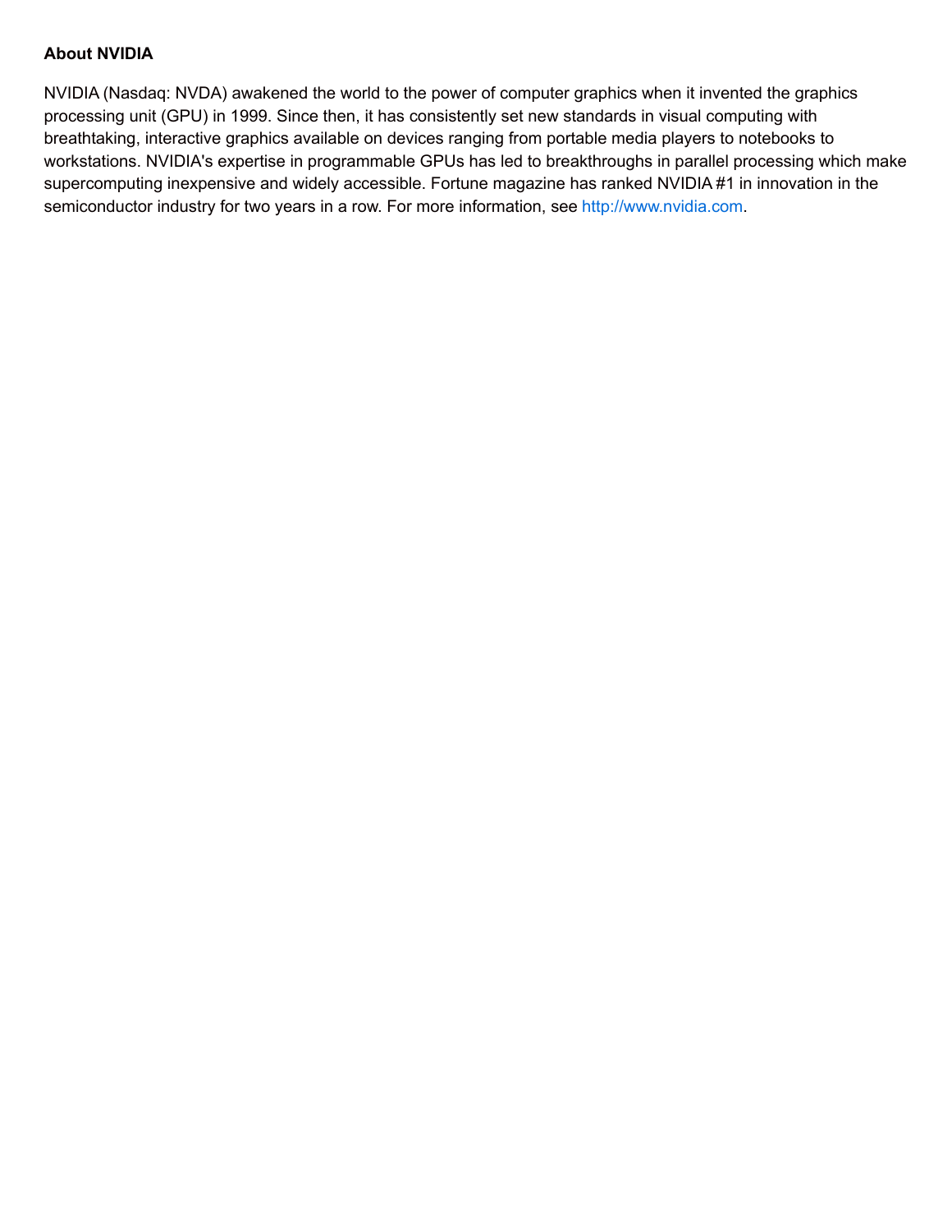**About NVIDIA**

NVIDIA (Nasdaq: NVDA) awakened the world to the power of computer graphics when it invented the graphics processing unit (GPU) in 1999. Since then, it has consistently set new standards in visual computing with breathtaking, interactive graphics available on devices ranging from portable media players to notebooks to workstations. NVIDIA's expertise in programmable GPUs has led to breakthroughs in parallel processing which make supercomputing inexpensive and widely accessible. Fortune magazine has ranked NVIDIA #1 in innovation in the semiconductor industry for two years in a row. For more information, see http://www.nvidia.com.